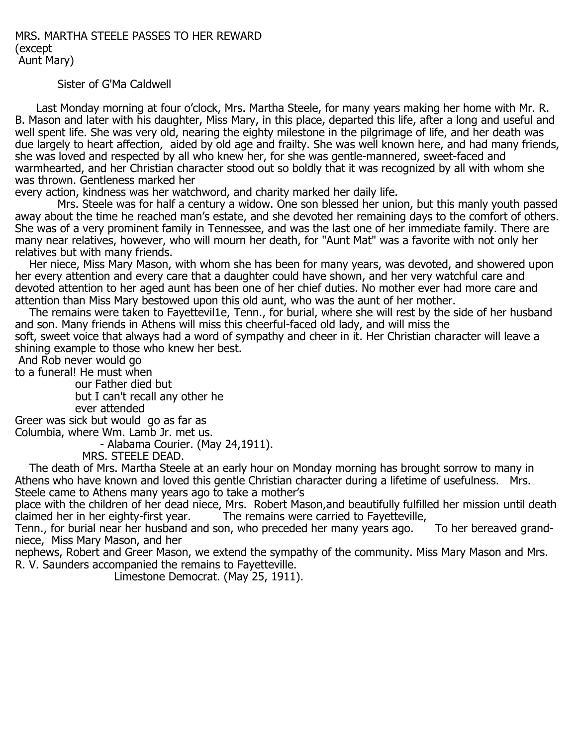MRS. MARTHA STEELE PASSES TO HER REWARD
(except
Aunt Mary)

Sister of G'Ma Caldwell

Last Monday morning at four o'clock, Mrs. Martha Steele, for many years making her home with Mr. R. B. Mason and later with his daughter, Miss Mary, in this place, departed this life, after a long and useful and well spent life. She was very old, nearing the eighty milestone in the pilgrimage of life, and her death was due largely to heart affection, aided by old age and frailty. She was well known here, and had many friends, she was loved and respected by all who knew her, for she was gentle-mannered, sweet-faced and warmhearted, and her Christian character stood out so boldly that it was recognized by all with whom she was thrown. Gentleness marked her every action, kindness was her watchword, and charity marked her daily life.

Mrs. Steele was for half a century a widow. One son blessed her union, but this manly youth passed away about the time he reached man's estate, and she devoted her remaining days to the comfort of others. She was of a very prominent family in Tennessee, and was the last one of her immediate family. There are many near relatives, however, who will mourn her death, for "Aunt Mat" was a favorite with not only her relatives but with many friends.

Her niece, Miss Mary Mason, with whom she has been for many years, was devoted, and showered upon her every attention and every care that a daughter could have shown, and her very watchful care and devoted attention to her aged aunt has been one of her chief duties. No mother ever had more care and attention than Miss Mary bestowed upon this old aunt, who was the aunt of her mother.

The remains were taken to Fayetteville, Tenn., for burial, where she will rest by the side of her husband and son. Many friends in Athens will miss this cheerful-faced old lady, and will miss the soft, sweet voice that always had a word of sympathy and cheer in it. Her Christian character will leave a shining example to those who knew her best.

And Rob never would go
to a funeral! He must when
our Father died but
but I can't recall any other he
ever attended
Greer was sick but would go as far as
Columbia, where Wm. Lamb Jr. met us.

- Alabama Courier. (May 24,1911).

MRS. STEELE DEAD.

The death of Mrs. Martha Steele at an early hour on Monday morning has brought sorrow to many in Athens who have known and loved this gentle Christian character during a lifetime of usefulness. Mrs. Steele came to Athens many years ago to take a mother's place with the children of her dead niece, Mrs. Robert Mason,and beautifully fulfilled her mission until death claimed her in her eighty-first year. The remains were carried to Fayetteville, Tenn., for burial near her husband and son, who preceded her many years ago. To her bereaved grand-niece, Miss Mary Mason, and her nephews, Robert and Greer Mason, we extend the sympathy of the community. Miss Mary Mason and Mrs. R. V. Saunders accompanied the remains to Fayetteville.

Limestone Democrat. (May 25, 1911).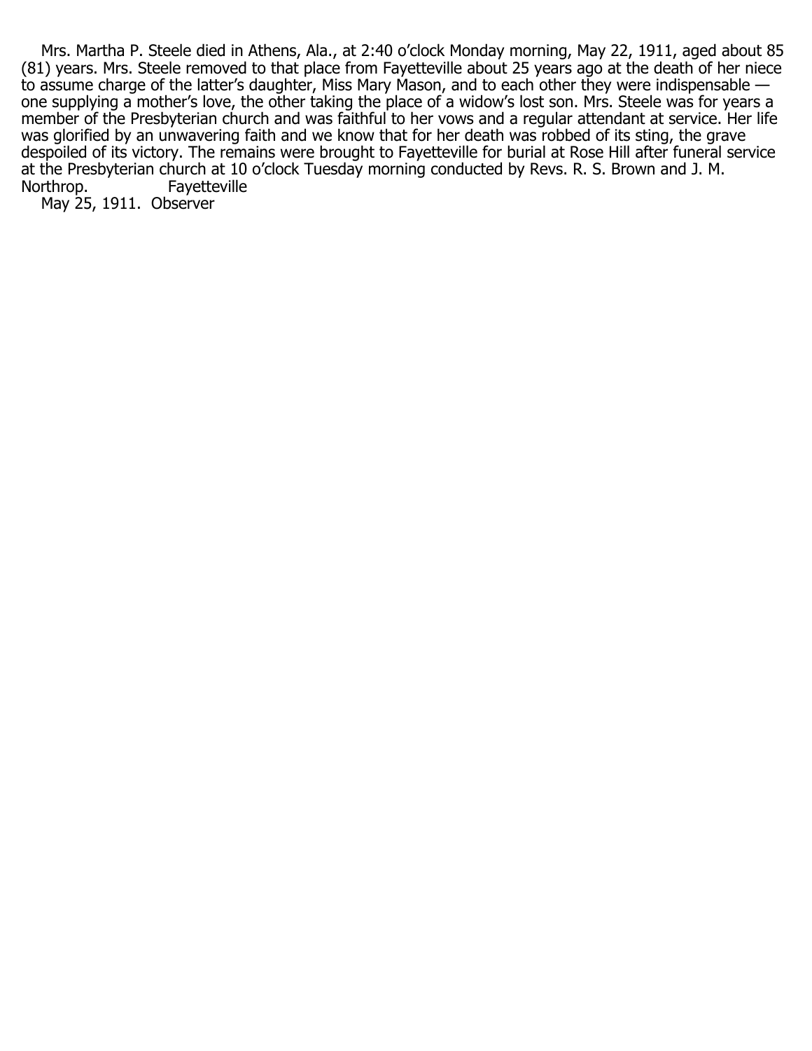Mrs. Martha P. Steele died in Athens, Ala., at 2:40 o'clock Monday morning, May 22, 1911, aged about 85 (81) years. Mrs. Steele removed to that place from Fayetteville about 25 years ago at the death of her niece to assume charge of the latter's daughter, Miss Mary Mason, and to each other they were indispensable — one supplying a mother's love, the other taking the place of a widow's lost son. Mrs. Steele was for years a member of the Presbyterian church and was faithful to her vows and a regular attendant at service. Her life was glorified by an unwavering faith and we know that for her death was robbed of its sting, the grave despoiled of its victory. The remains were brought to Fayetteville for burial at Rose Hill after funeral service at the Presbyterian church at 10 o'clock Tuesday morning conducted by Revs. R. S. Brown and J. M. Northrop. Fayetteville

May 25, 1911. Observer